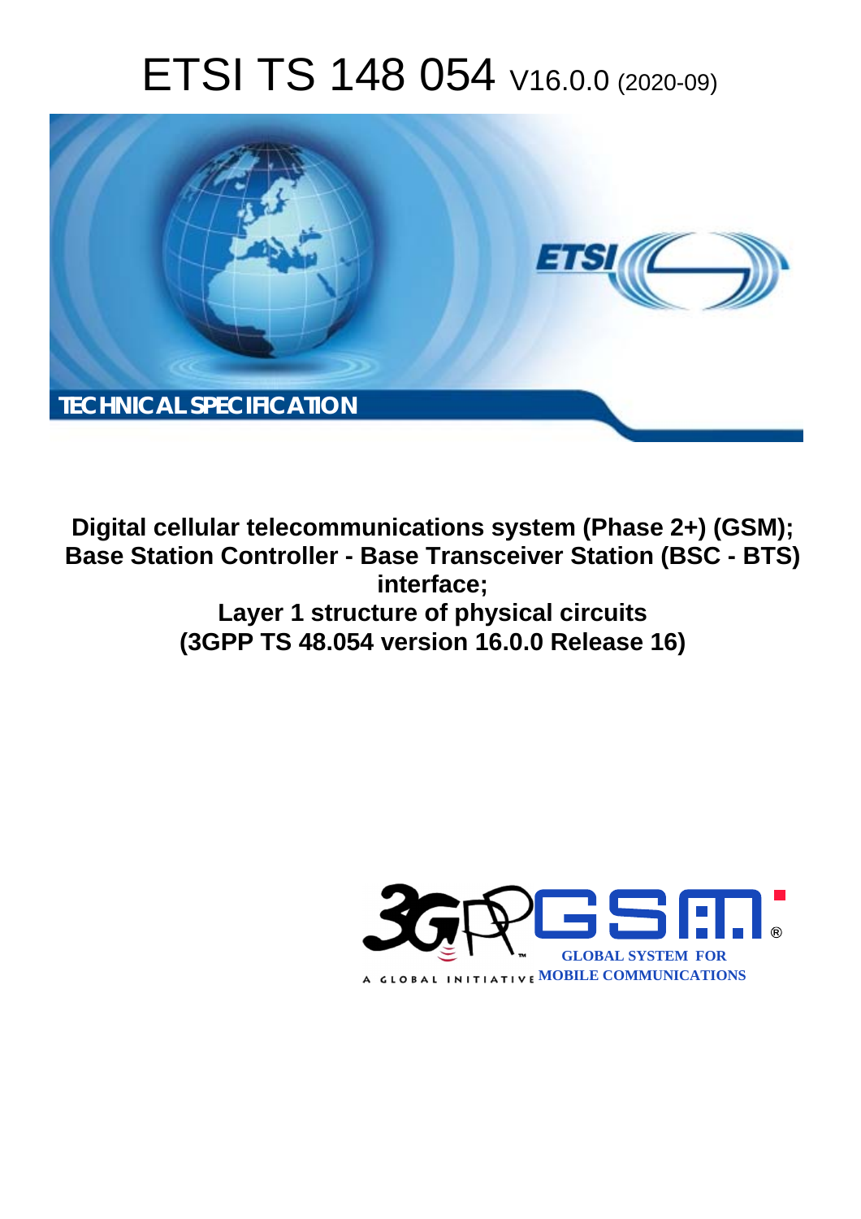# ETSI TS 148 054 V16.0.0 (2020-09)

TECHNICAL SPECIFICATION

**Digital cellular telecommunications system (Phase 2+) (GSM); Base Station Controller - Base Transceiver Station (BSC - BTS) interface; Layer 1 structure of physical circuits (3GPP TS 48.054 version 16.0.0 Release 16)**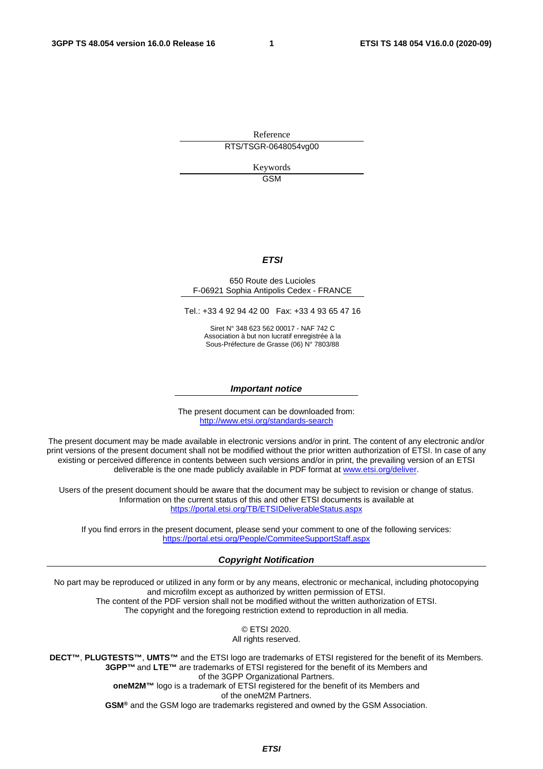Reference

RTS/TSGR-0648054vg00

Keywords

GSM

***ETSI***

650 Route des Lucioles
F-06921 Sophia Antipolis Cedex - FRANCE

Tel.: +33 4 92 94 42 00   Fax: +33 4 93 65 47 16

Siret N° 348 623 562 00017 - NAF 742 C
Association à but non lucratif enregistrée à la
Sous-Préfecture de Grasse (06) N° 7803/88

***Important notice***

The present document can be downloaded from:
http://www.etsi.org/standards-search

The present document may be made available in electronic versions and/or in print. The content of any electronic and/or print versions of the present document shall not be modified without the prior written authorization of ETSI. In case of any existing or perceived difference in contents between such versions and/or in print, the prevailing version of an ETSI deliverable is the one made publicly available in PDF format at www.etsi.org/deliver.

Users of the present document should be aware that the document may be subject to revision or change of status. Information on the current status of this and other ETSI documents is available at https://portal.etsi.org/TB/ETSIDeliverableStatus.aspx

If you find errors in the present document, please send your comment to one of the following services:
https://portal.etsi.org/People/CommiteeSupportStaff.aspx

***Copyright Notification***

No part may be reproduced or utilized in any form or by any means, electronic or mechanical, including photocopying and microfilm except as authorized by written permission of ETSI.
The content of the PDF version shall not be modified without the written authorization of ETSI.
The copyright and the foregoing restriction extend to reproduction in all media.

© ETSI 2020.
All rights reserved.

**DECT™**, **PLUGTESTS™**, **UMTS™** and the ETSI logo are trademarks of ETSI registered for the benefit of its Members.
**3GPP™** and **LTE™** are trademarks of ETSI registered for the benefit of its Members and of the 3GPP Organizational Partners.
**oneM2M™** logo is a trademark of ETSI registered for the benefit of its Members and of the oneM2M Partners.
**GSM®** and the GSM logo are trademarks registered and owned by the GSM Association.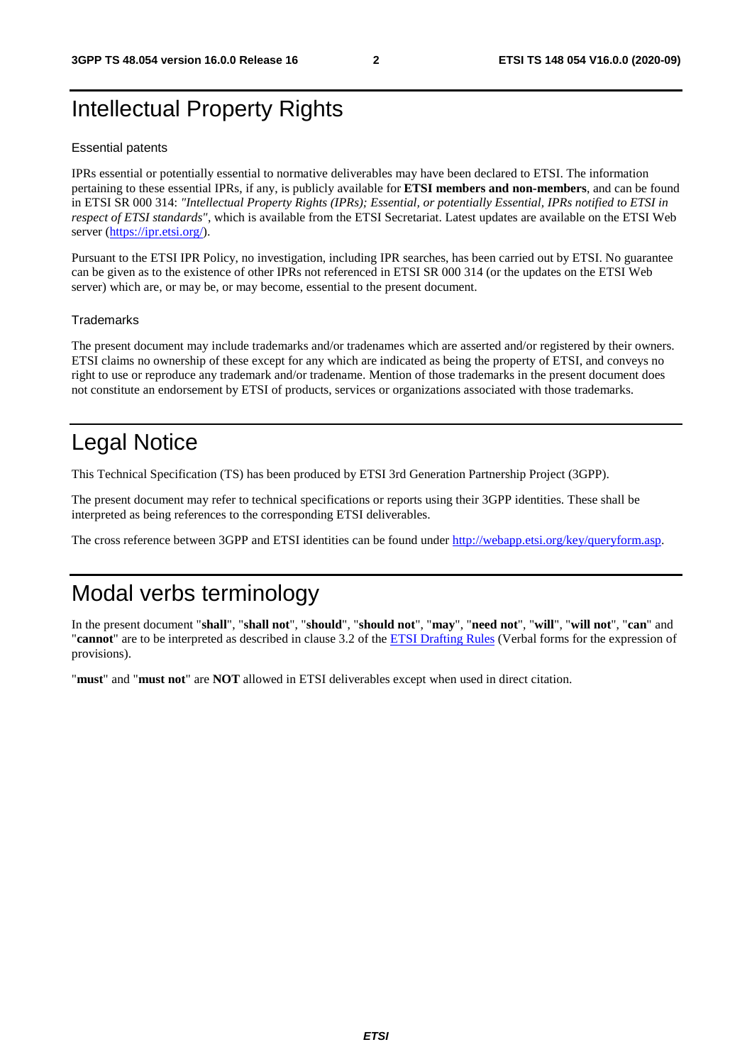# Intellectual Property Rights

## Essential patents

IPRs essential or potentially essential to normative deliverables may have been declared to ETSI. The information pertaining to these essential IPRs, if any, is publicly available for **ETSI members and non-members**, and can be found in ETSI SR 000 314: *"Intellectual Property Rights (IPRs); Essential, or potentially Essential, IPRs notified to ETSI in respect of ETSI standards"*, which is available from the ETSI Secretariat. Latest updates are available on the ETSI Web server (https://ipr.etsi.org/).

Pursuant to the ETSI IPR Policy, no investigation, including IPR searches, has been carried out by ETSI. No guarantee can be given as to the existence of other IPRs not referenced in ETSI SR 000 314 (or the updates on the ETSI Web server) which are, or may be, or may become, essential to the present document.

## Trademarks

The present document may include trademarks and/or tradenames which are asserted and/or registered by their owners. ETSI claims no ownership of these except for any which are indicated as being the property of ETSI, and conveys no right to use or reproduce any trademark and/or tradename. Mention of those trademarks in the present document does not constitute an endorsement by ETSI of products, services or organizations associated with those trademarks.

# Legal Notice

This Technical Specification (TS) has been produced by ETSI 3rd Generation Partnership Project (3GPP).

The present document may refer to technical specifications or reports using their 3GPP identities. These shall be interpreted as being references to the corresponding ETSI deliverables.

The cross reference between 3GPP and ETSI identities can be found under http://webapp.etsi.org/key/queryform.asp.

# Modal verbs terminology

In the present document "**shall**", "**shall not**", "**should**", "**should not**", "**may**", "**need not**", "**will**", "**will not**", "**can**" and "**cannot**" are to be interpreted as described in clause 3.2 of the ETSI Drafting Rules (Verbal forms for the expression of provisions).

"**must**" and "**must not**" are **NOT** allowed in ETSI deliverables except when used in direct citation.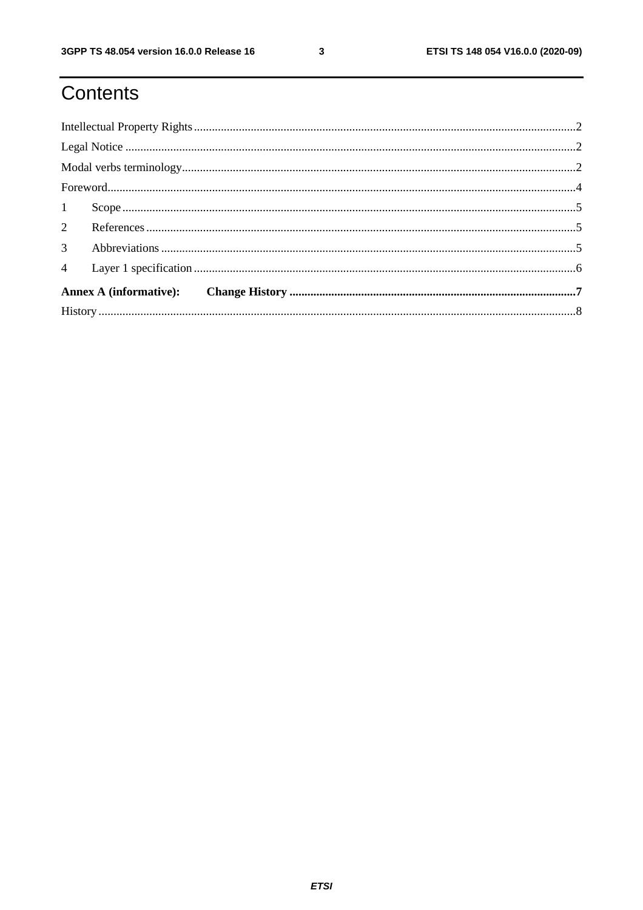# Contents

Intellectual Property Rights .......... 2

Legal Notice .......... 2

Modal verbs terminology .......... 2

Foreword .......... 4

1 Scope .......... 5

2 References .......... 5

3 Abbreviations .......... 5

4 Layer 1 specification .......... 6

**Annex A (informative): Change History .......... 7**

History .......... 8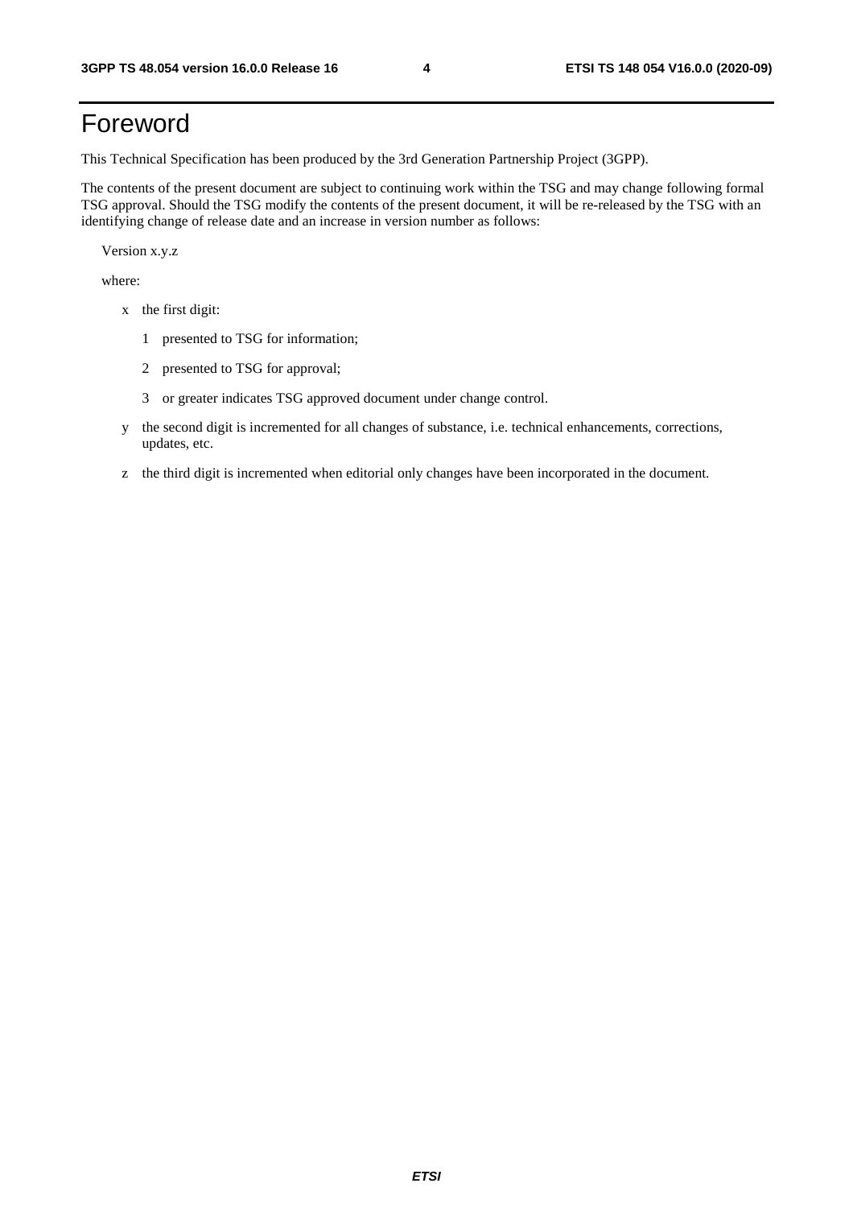# Foreword

This Technical Specification has been produced by the 3rd Generation Partnership Project (3GPP).

The contents of the present document are subject to continuing work within the TSG and may change following formal TSG approval. Should the TSG modify the contents of the present document, it will be re-released by the TSG with an identifying change of release date and an increase in version number as follows:

Version x.y.z

where:

- x the first digit:
  - 1 presented to TSG for information;
  - 2 presented to TSG for approval;
  - 3 or greater indicates TSG approved document under change control.
- y the second digit is incremented for all changes of substance, i.e. technical enhancements, corrections, updates, etc.
- z the third digit is incremented when editorial only changes have been incorporated in the document.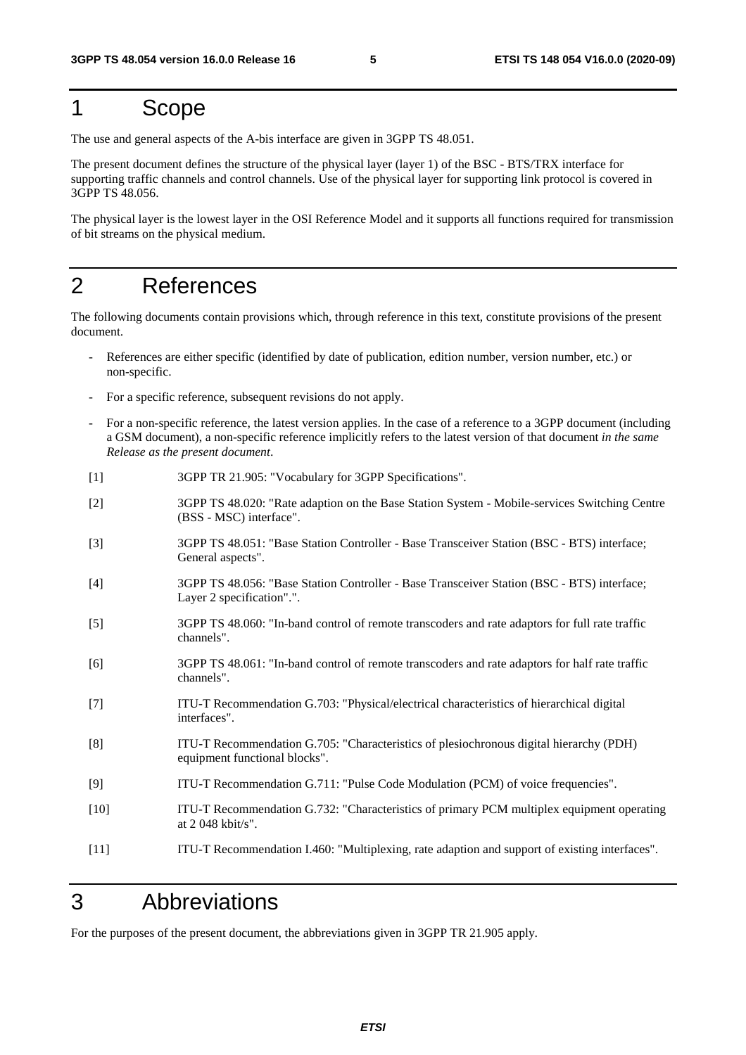# 1 Scope

The use and general aspects of the A-bis interface are given in 3GPP TS 48.051.

The present document defines the structure of the physical layer (layer 1) of the BSC - BTS/TRX interface for supporting traffic channels and control channels. Use of the physical layer for supporting link protocol is covered in 3GPP TS 48.056.

The physical layer is the lowest layer in the OSI Reference Model and it supports all functions required for transmission of bit streams on the physical medium.

# 2 References

The following documents contain provisions which, through reference in this text, constitute provisions of the present document.

- References are either specific (identified by date of publication, edition number, version number, etc.) or non-specific.
- For a specific reference, subsequent revisions do not apply.
- For a non-specific reference, the latest version applies. In the case of a reference to a 3GPP document (including a GSM document), a non-specific reference implicitly refers to the latest version of that document *in the same Release as the present document*.

[1] 3GPP TR 21.905: "Vocabulary for 3GPP Specifications".

[2] 3GPP TS 48.020: "Rate adaption on the Base Station System - Mobile-services Switching Centre (BSS - MSC) interface".

[3] 3GPP TS 48.051: "Base Station Controller - Base Transceiver Station (BSC - BTS) interface; General aspects".

[4] 3GPP TS 48.056: "Base Station Controller - Base Transceiver Station (BSC - BTS) interface; Layer 2 specification".".

[5] 3GPP TS 48.060: "In-band control of remote transcoders and rate adaptors for full rate traffic channels".

[6] 3GPP TS 48.061: "In-band control of remote transcoders and rate adaptors for half rate traffic channels".

[7] ITU-T Recommendation G.703: "Physical/electrical characteristics of hierarchical digital interfaces".

[8] ITU-T Recommendation G.705: "Characteristics of plesiochronous digital hierarchy (PDH) equipment functional blocks".

[9] ITU-T Recommendation G.711: "Pulse Code Modulation (PCM) of voice frequencies".

[10] ITU-T Recommendation G.732: "Characteristics of primary PCM multiplex equipment operating at 2 048 kbit/s".

[11] ITU-T Recommendation I.460: "Multiplexing, rate adaption and support of existing interfaces".

# 3 Abbreviations

For the purposes of the present document, the abbreviations given in 3GPP TR 21.905 apply.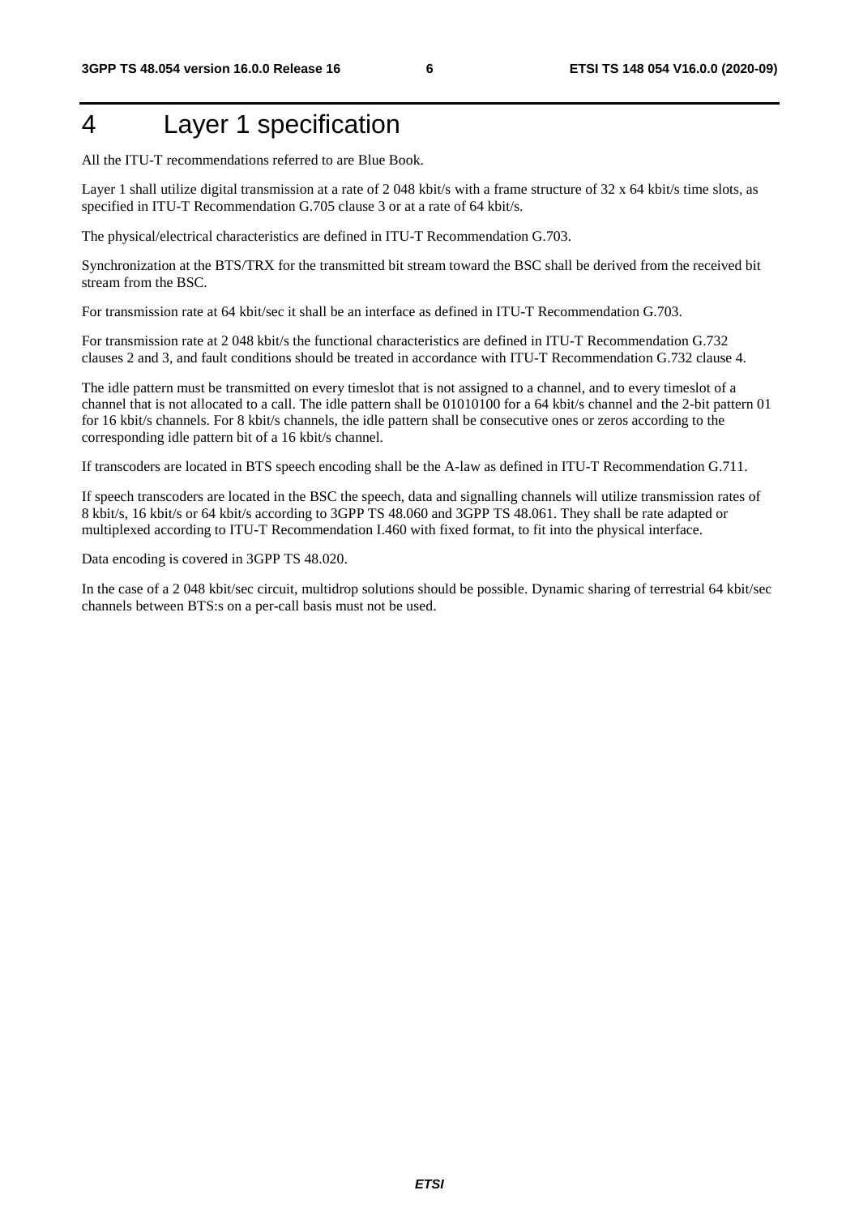# 4 Layer 1 specification

All the ITU-T recommendations referred to are Blue Book.

Layer 1 shall utilize digital transmission at a rate of 2 048 kbit/s with a frame structure of 32 x 64 kbit/s time slots, as specified in ITU-T Recommendation G.705 clause 3 or at a rate of 64 kbit/s.

The physical/electrical characteristics are defined in ITU-T Recommendation G.703.

Synchronization at the BTS/TRX for the transmitted bit stream toward the BSC shall be derived from the received bit stream from the BSC.

For transmission rate at 64 kbit/sec it shall be an interface as defined in ITU-T Recommendation G.703.

For transmission rate at 2 048 kbit/s the functional characteristics are defined in ITU-T Recommendation G.732 clauses 2 and 3, and fault conditions should be treated in accordance with ITU-T Recommendation G.732 clause 4.

The idle pattern must be transmitted on every timeslot that is not assigned to a channel, and to every timeslot of a channel that is not allocated to a call. The idle pattern shall be 01010100 for a 64 kbit/s channel and the 2-bit pattern 01 for 16 kbit/s channels. For 8 kbit/s channels, the idle pattern shall be consecutive ones or zeros according to the corresponding idle pattern bit of a 16 kbit/s channel.

If transcoders are located in BTS speech encoding shall be the A-law as defined in ITU-T Recommendation G.711.

If speech transcoders are located in the BSC the speech, data and signalling channels will utilize transmission rates of 8 kbit/s, 16 kbit/s or 64 kbit/s according to 3GPP TS 48.060 and 3GPP TS 48.061. They shall be rate adapted or multiplexed according to ITU-T Recommendation I.460 with fixed format, to fit into the physical interface.

Data encoding is covered in 3GPP TS 48.020.

In the case of a 2 048 kbit/sec circuit, multidrop solutions should be possible. Dynamic sharing of terrestrial 64 kbit/sec channels between BTS:s on a per-call basis must not be used.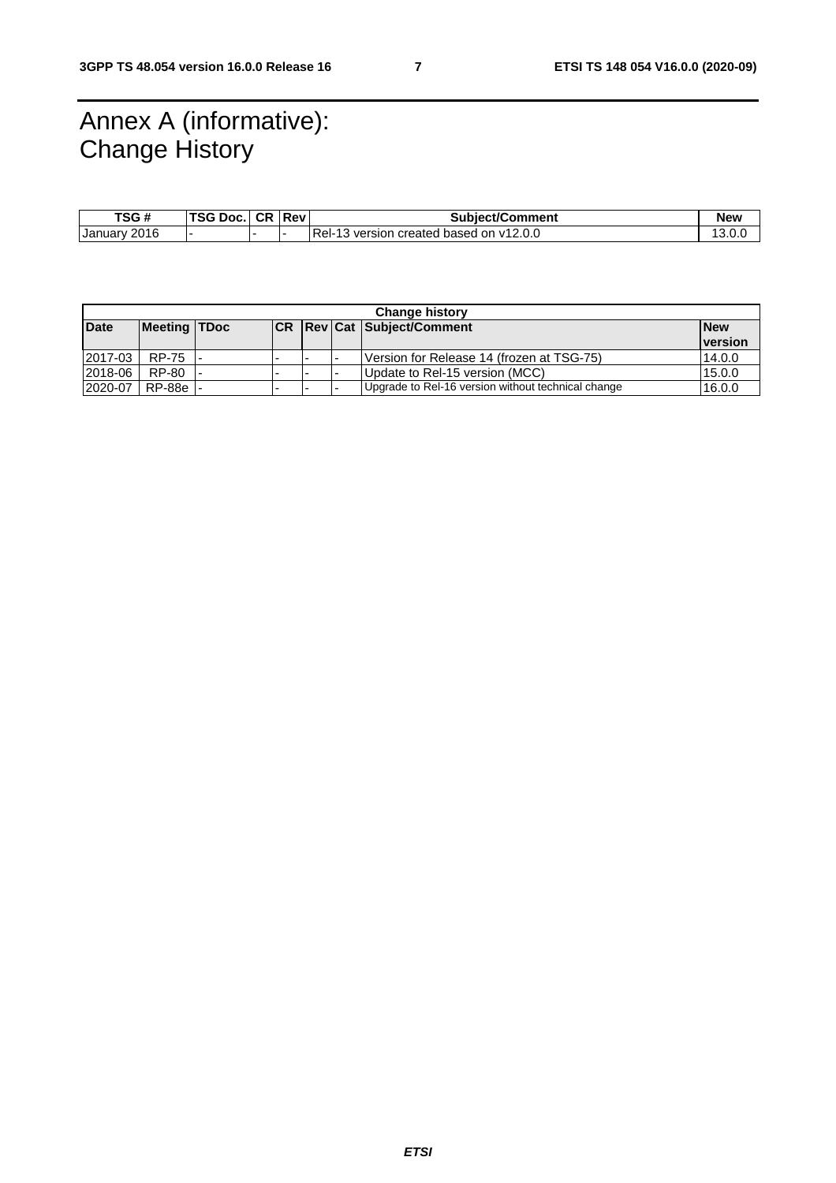# Annex A (informative): Change History

| TSG # | TSG Doc. | CR | Rev | Subject/Comment | New |
|---|---|---|---|---|---|
| January 2016 | - | - | - | Rel-13 version created based on v12.0.0 | 13.0.0 |

| Change history | | | | | | | |
|---|---|---|---|---|---|---|---|
| **Date** | **Meeting** | **TDoc** | **CR** | **Rev** | **Cat** | **Subject/Comment** | **New version** |
| 2017-03 | RP-75 | - | - | - | - | Version for Release 14 (frozen at TSG-75) | 14.0.0 |
| 2018-06 | RP-80 | - | - | - | - | Update to Rel-15 version (MCC) | 15.0.0 |
| 2020-07 | RP-88e | - | - | - | - | Upgrade to Rel-16 version without technical change | 16.0.0 |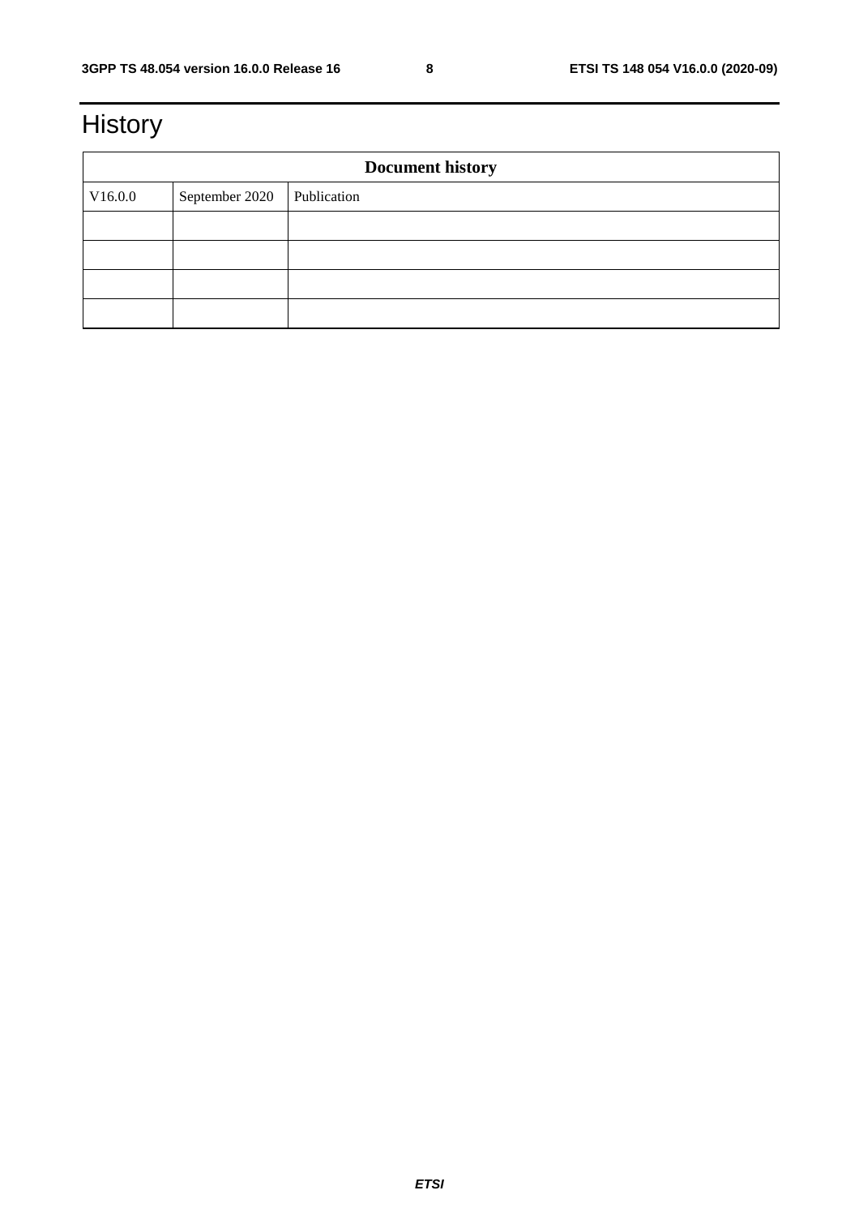# History

| Document history | | |
|---|---|---|
| V16.0.0 | September 2020 | Publication |
| | | |
| | | |
| | | |
| | | |